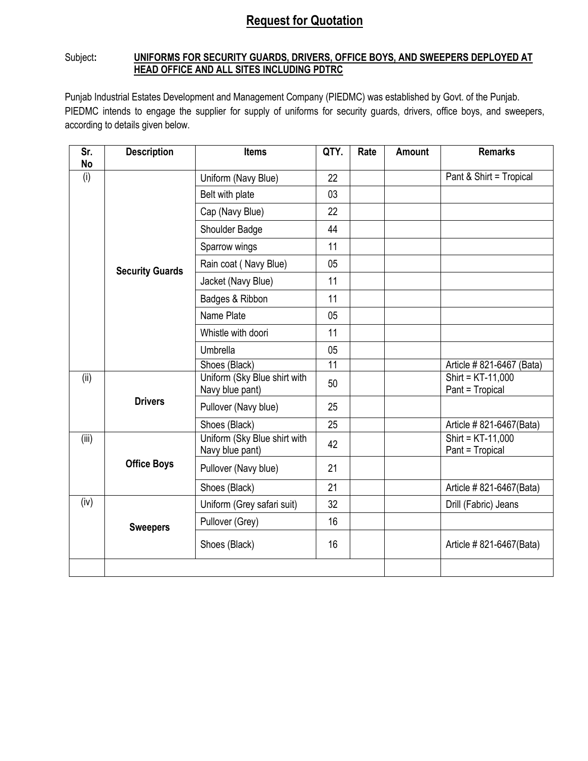# Request for Quotation

Subject: **UNIFORMS FOR SECURITY GUARDS, DRIVERS, OFFICE BOYS, AND SWEEPERS DEPLOYED AT HEAD OFFICE AND ALL SITES INCLUDING PDTRC**

Punjab Industrial Estates Development and Management Company (PIEDMC) was established by Govt. of the Punjab. PIEDMC intends to engage the supplier for supply of uniforms for security guards, drivers, office boys, and sweepers, according to details given below.

| Sr. No | Description | Items | QTY. | Rate | Amount | Remarks |
|---|---|---|---|---|---|---|
| (i) | **Security Guards** | Uniform (Navy Blue) | 22 | | | Pant & Shirt = Tropical |
| | | Belt with plate | 03 | | | |
| | | Cap (Navy Blue) | 22 | | | |
| | | Shoulder Badge | 44 | | | |
| | | Sparrow wings | 11 | | | |
| | | Rain coat ( Navy Blue) | 05 | | | |
| | | Jacket (Navy Blue) | 11 | | | |
| | | Badges & Ribbon | 11 | | | |
| | | Name Plate | 05 | | | |
| | | Whistle with doori | 11 | | | |
| | | Umbrella | 05 | | | |
| | | Shoes (Black) | 11 | | | Article # 821-6467 (Bata) |
| (ii) | **Drivers** | Uniform (Sky Blue shirt with Navy blue pant) | 50 | | | Shirt = KT-11,000 Pant = Tropical |
| | | Pullover (Navy blue) | 25 | | | |
| | | Shoes (Black) | 25 | | | Article # 821-6467(Bata) |
| (iii) | **Office Boys** | Uniform (Sky Blue shirt with Navy blue pant) | 42 | | | Shirt = KT-11,000 Pant = Tropical |
| | | Pullover (Navy blue) | 21 | | | |
| | | Shoes (Black) | 21 | | | Article # 821-6467(Bata) |
| (iv) | **Sweepers** | Uniform (Grey safari suit) | 32 | | | Drill (Fabric) Jeans |
| | | Pullover (Grey) | 16 | | | |
| | | Shoes (Black) | 16 | | | Article # 821-6467(Bata) |
| | | | | | | |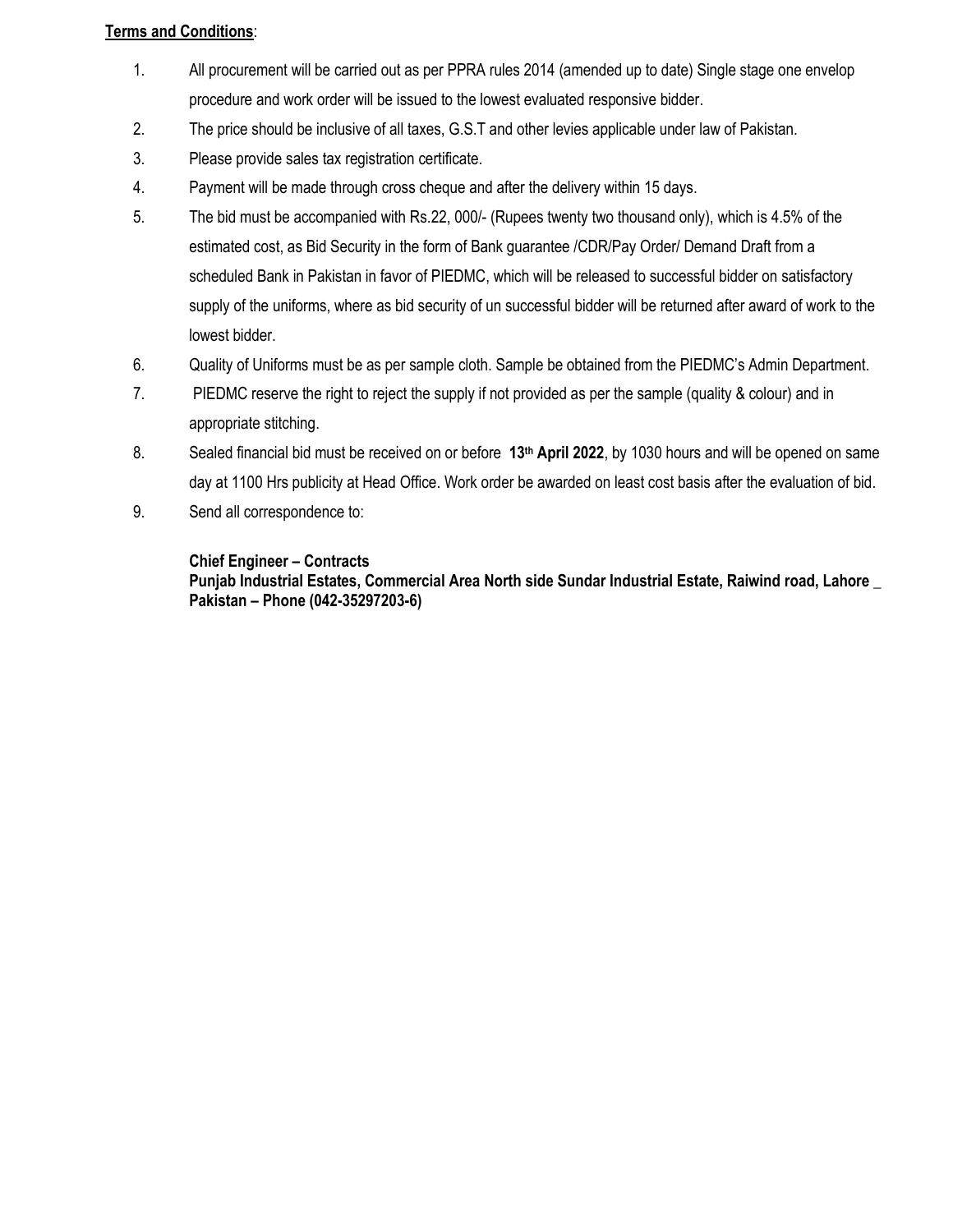**Terms and Conditions**:

1. All procurement will be carried out as per PPRA rules 2014 (amended up to date) Single stage one envelop procedure and work order will be issued to the lowest evaluated responsive bidder.
2. The price should be inclusive of all taxes, G.S.T and other levies applicable under law of Pakistan.
3. Please provide sales tax registration certificate.
4. Payment will be made through cross cheque and after the delivery within 15 days.
5. The bid must be accompanied with Rs.22, 000/- (Rupees twenty two thousand only), which is 4.5% of the estimated cost, as Bid Security in the form of Bank guarantee /CDR/Pay Order/ Demand Draft from a scheduled Bank in Pakistan in favor of PIEDMC, which will be released to successful bidder on satisfactory supply of the uniforms, where as bid security of un successful bidder will be returned after award of work to the lowest bidder.
6. Quality of Uniforms must be as per sample cloth. Sample be obtained from the PIEDMC's Admin Department.
7. PIEDMC reserve the right to reject the supply if not provided as per the sample (quality & colour) and in appropriate stitching.
8. Sealed financial bid must be received on or before **13th April 2022**, by 1030 hours and will be opened on same day at 1100 Hrs publicity at Head Office. Work order be awarded on least cost basis after the evaluation of bid.
9. Send all correspondence to:

**Chief Engineer – Contracts**
**Punjab Industrial Estates, Commercial Area North side Sundar Industrial Estate, Raiwind road, Lahore _ Pakistan – Phone (042-35297203-6)**